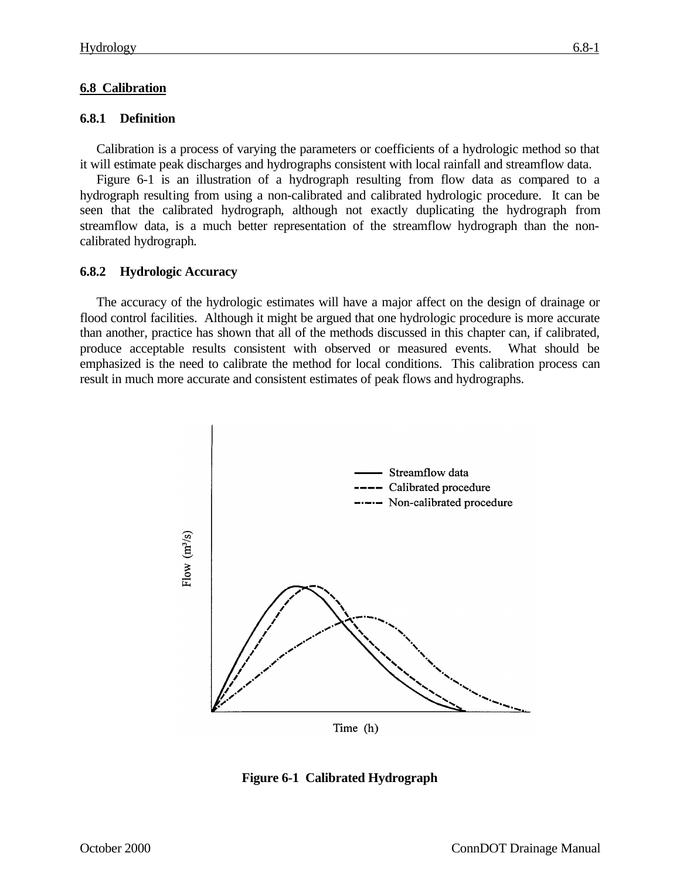## 6.8 Calibration

### 6.8.1 Definition

Calibration is a process of varying the parameters or coefficients of a hydrologic method so that it will estimate peak discharges and hydrographs consistent with local rainfall and streamflow data.

Figure 6-1 is an illustration of a hydrograph resulting from flow data as compared to a hydrograph resulting from using a non-calibrated and calibrated hydrologic procedure. It can be seen that the calibrated hydrograph, although not exactly duplicating the hydrograph from streamflow data, is a much better representation of the streamflow hydrograph than the non-calibrated hydrograph.

### 6.8.2 Hydrologic Accuracy

The accuracy of the hydrologic estimates will have a major affect on the design of drainage or flood control facilities. Although it might be argued that one hydrologic procedure is more accurate than another, practice has shown that all of the methods discussed in this chapter can, if calibrated, produce acceptable results consistent with observed or measured events. What should be emphasized is the need to calibrate the method for local conditions. This calibration process can result in much more accurate and consistent estimates of peak flows and hydrographs.

**Figure 6-1 Calibrated Hydrograph**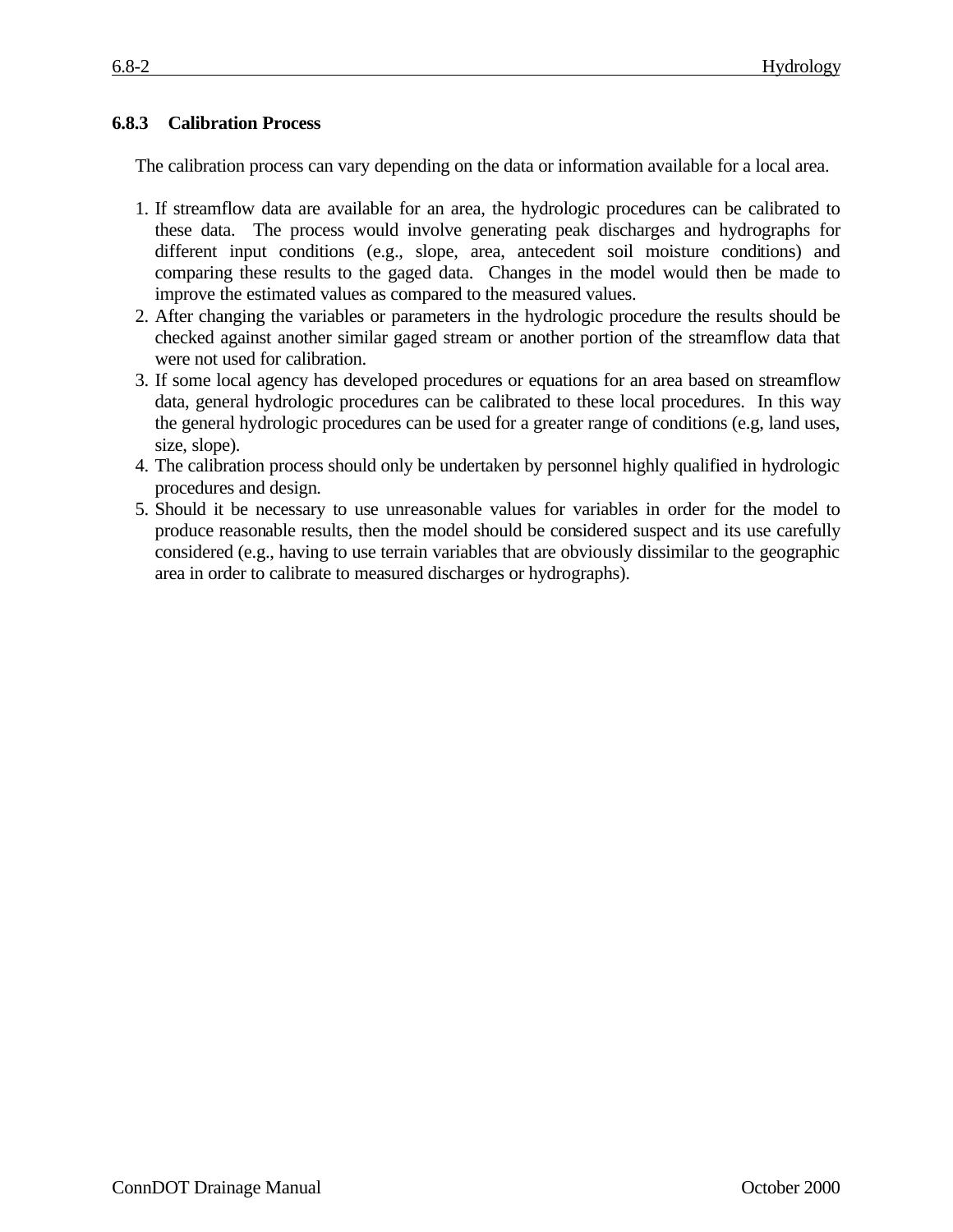### 6.8.3 Calibration Process

The calibration process can vary depending on the data or information available for a local area.

1. If streamflow data are available for an area, the hydrologic procedures can be calibrated to these data. The process would involve generating peak discharges and hydrographs for different input conditions (e.g., slope, area, antecedent soil moisture conditions) and comparing these results to the gaged data. Changes in the model would then be made to improve the estimated values as compared to the measured values.
2. After changing the variables or parameters in the hydrologic procedure the results should be checked against another similar gaged stream or another portion of the streamflow data that were not used for calibration.
3. If some local agency has developed procedures or equations for an area based on streamflow data, general hydrologic procedures can be calibrated to these local procedures. In this way the general hydrologic procedures can be used for a greater range of conditions (e.g, land uses, size, slope).
4. The calibration process should only be undertaken by personnel highly qualified in hydrologic procedures and design.
5. Should it be necessary to use unreasonable values for variables in order for the model to produce reasonable results, then the model should be considered suspect and its use carefully considered (e.g., having to use terrain variables that are obviously dissimilar to the geographic area in order to calibrate to measured discharges or hydrographs).